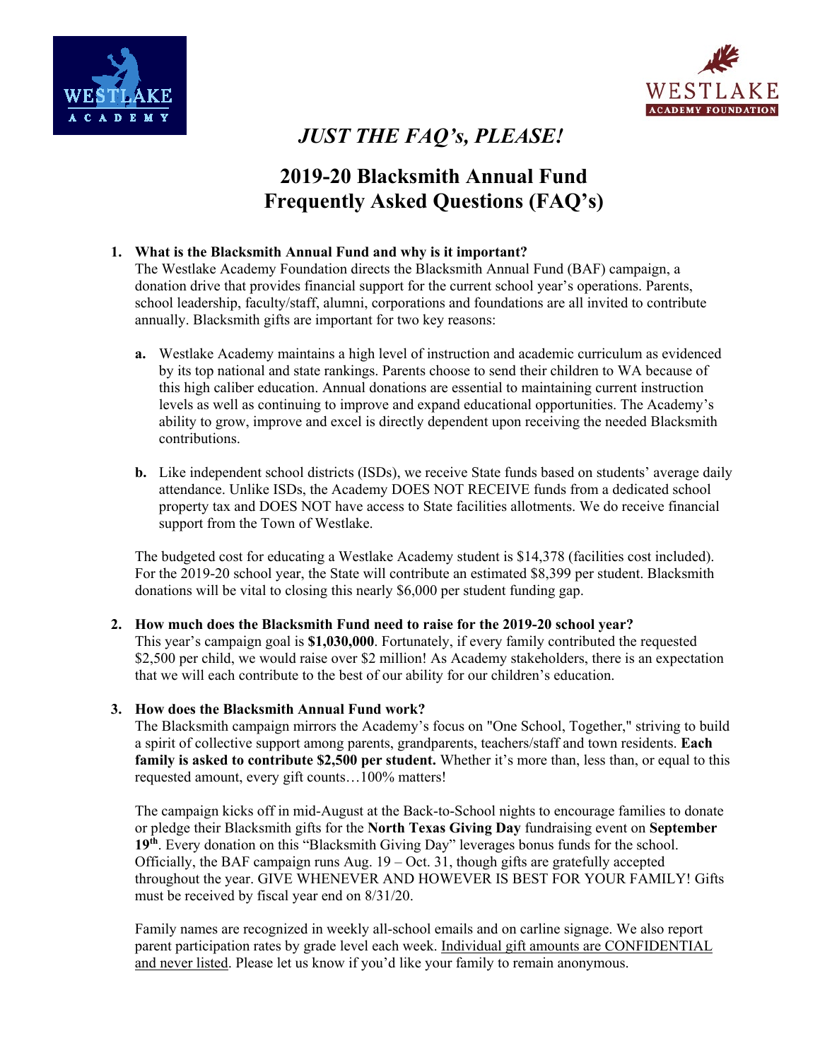*JUST THE FAQ's, PLEASE!*

# 2019-20 Blacksmith Annual Fund Frequently Asked Questions (FAQ's)

1. **What is the Blacksmith Annual Fund and why is it important?**
   The Westlake Academy Foundation directs the Blacksmith Annual Fund (BAF) campaign, a donation drive that provides financial support for the current school year's operations. Parents, school leadership, faculty/staff, alumni, corporations and foundations are all invited to contribute annually. Blacksmith gifts are important for two key reasons:

   **a.** Westlake Academy maintains a high level of instruction and academic curriculum as evidenced by its top national and state rankings. Parents choose to send their children to WA because of this high caliber education. Annual donations are essential to maintaining current instruction levels as well as continuing to improve and expand educational opportunities. The Academy's ability to grow, improve and excel is directly dependent upon receiving the needed Blacksmith contributions.

   **b.** Like independent school districts (ISDs), we receive State funds based on students' average daily attendance. Unlike ISDs, the Academy DOES NOT RECEIVE funds from a dedicated school property tax and DOES NOT have access to State facilities allotments. We do receive financial support from the Town of Westlake.

   The budgeted cost for educating a Westlake Academy student is $14,378 (facilities cost included). For the 2019-20 school year, the State will contribute an estimated $8,399 per student. Blacksmith donations will be vital to closing this nearly $6,000 per student funding gap.

2. **How much does the Blacksmith Fund need to raise for the 2019-20 school year?**
   This year's campaign goal is **$1,030,000**. Fortunately, if every family contributed the requested $2,500 per child, we would raise over $2 million! As Academy stakeholders, there is an expectation that we will each contribute to the best of our ability for our children's education.

3. **How does the Blacksmith Annual Fund work?**
   The Blacksmith campaign mirrors the Academy's focus on "One School, Together," striving to build a spirit of collective support among parents, grandparents, teachers/staff and town residents. **Each family is asked to contribute $2,500 per student.** Whether it's more than, less than, or equal to this requested amount, every gift counts…100% matters!

   The campaign kicks off in mid-August at the Back-to-School nights to encourage families to donate or pledge their Blacksmith gifts for the **North Texas Giving Day** fundraising event on **September 19th**. Every donation on this "Blacksmith Giving Day" leverages bonus funds for the school. Officially, the BAF campaign runs Aug. 19 – Oct. 31, though gifts are gratefully accepted throughout the year. GIVE WHENEVER AND HOWEVER IS BEST FOR YOUR FAMILY! Gifts must be received by fiscal year end on 8/31/20.

   Family names are recognized in weekly all-school emails and on carline signage. We also report parent participation rates by grade level each week. Individual gift amounts are CONFIDENTIAL and never listed. Please let us know if you'd like your family to remain anonymous.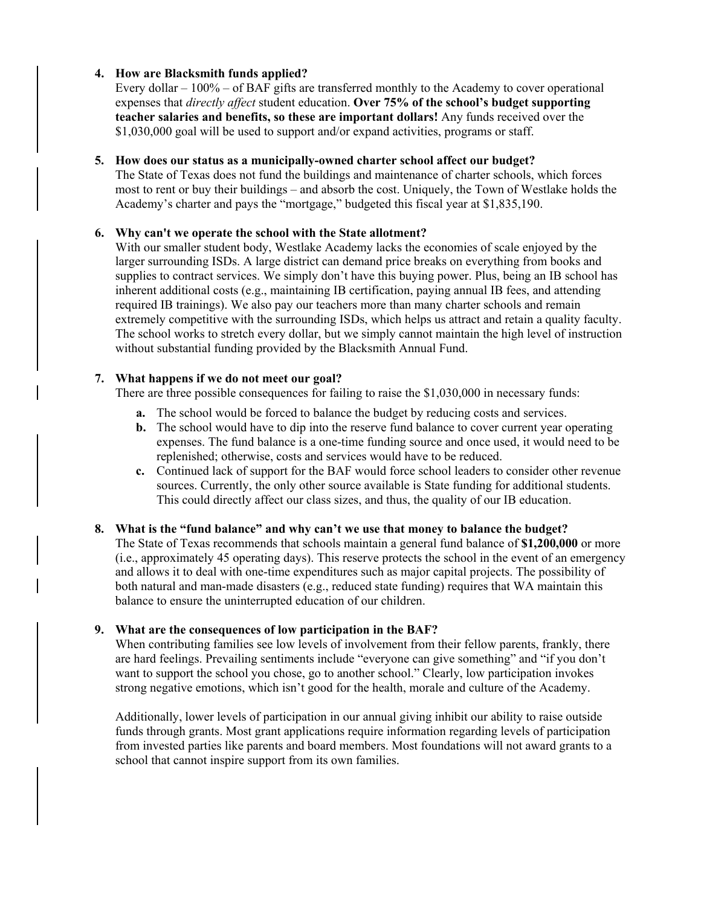4. **How are Blacksmith funds applied?**
   Every dollar – 100% – of BAF gifts are transferred monthly to the Academy to cover operational expenses that *directly affect* student education. **Over 75% of the school's budget supporting teacher salaries and benefits, so these are important dollars!** Any funds received over the $1,030,000 goal will be used to support and/or expand activities, programs or staff.

5. **How does our status as a municipally-owned charter school affect our budget?**
   The State of Texas does not fund the buildings and maintenance of charter schools, which forces most to rent or buy their buildings – and absorb the cost. Uniquely, the Town of Westlake holds the Academy's charter and pays the "mortgage," budgeted this fiscal year at $1,835,190.

6. **Why can't we operate the school with the State allotment?**
   With our smaller student body, Westlake Academy lacks the economies of scale enjoyed by the larger surrounding ISDs. A large district can demand price breaks on everything from books and supplies to contract services. We simply don't have this buying power. Plus, being an IB school has inherent additional costs (e.g., maintaining IB certification, paying annual IB fees, and attending required IB trainings). We also pay our teachers more than many charter schools and remain extremely competitive with the surrounding ISDs, which helps us attract and retain a quality faculty. The school works to stretch every dollar, but we simply cannot maintain the high level of instruction without substantial funding provided by the Blacksmith Annual Fund.

7. **What happens if we do not meet our goal?**
   There are three possible consequences for failing to raise the $1,030,000 in necessary funds:
   
   **a.** The school would be forced to balance the budget by reducing costs and services.
   
   **b.** The school would have to dip into the reserve fund balance to cover current year operating expenses. The fund balance is a one-time funding source and once used, it would need to be replenished; otherwise, costs and services would have to be reduced.
   
   **c.** Continued lack of support for the BAF would force school leaders to consider other revenue sources. Currently, the only other source available is State funding for additional students. This could directly affect our class sizes, and thus, the quality of our IB education.

8. **What is the "fund balance" and why can't we use that money to balance the budget?**
   The State of Texas recommends that schools maintain a general fund balance of **$1,200,000** or more (i.e., approximately 45 operating days). This reserve protects the school in the event of an emergency and allows it to deal with one-time expenditures such as major capital projects. The possibility of both natural and man-made disasters (e.g., reduced state funding) requires that WA maintain this balance to ensure the uninterrupted education of our children.

9. **What are the consequences of low participation in the BAF?**
   When contributing families see low levels of involvement from their fellow parents, frankly, there are hard feelings. Prevailing sentiments include "everyone can give something" and "if you don't want to support the school you chose, go to another school." Clearly, low participation invokes strong negative emotions, which isn't good for the health, morale and culture of the Academy.

   Additionally, lower levels of participation in our annual giving inhibit our ability to raise outside funds through grants. Most grant applications require information regarding levels of participation from invested parties like parents and board members. Most foundations will not award grants to a school that cannot inspire support from its own families.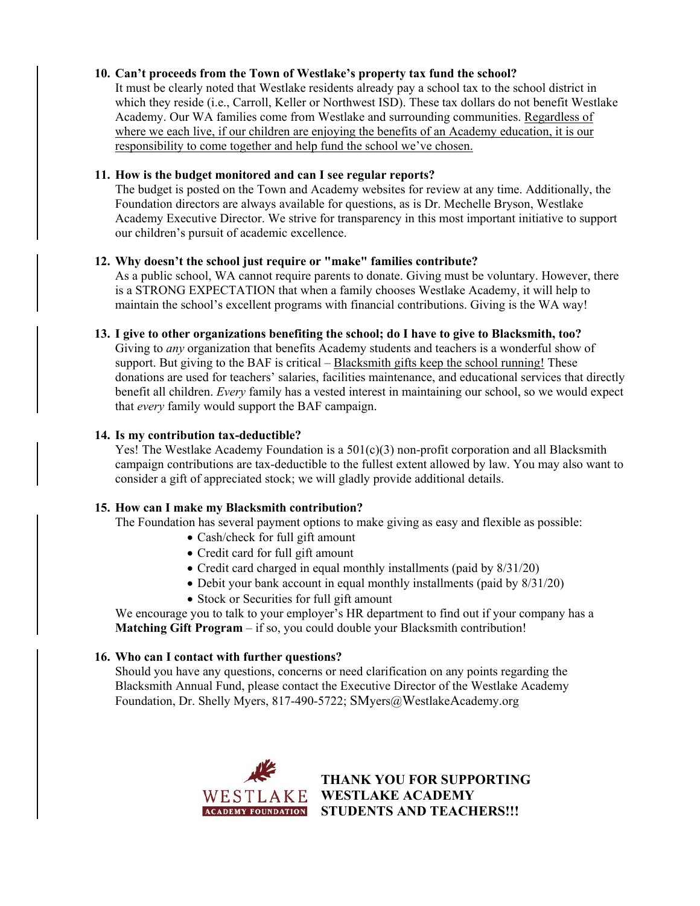**10. Can't proceeds from the Town of Westlake's property tax fund the school?**

It must be clearly noted that Westlake residents already pay a school tax to the school district in which they reside (i.e., Carroll, Keller or Northwest ISD). These tax dollars do not benefit Westlake Academy. Our WA families come from Westlake and surrounding communities. <u>Regardless of where we each live, if our children are enjoying the benefits of an Academy education, it is our responsibility to come together and help fund the school we've chosen.</u>

**11. How is the budget monitored and can I see regular reports?**

The budget is posted on the Town and Academy websites for review at any time. Additionally, the Foundation directors are always available for questions, as is Dr. Mechelle Bryson, Westlake Academy Executive Director. We strive for transparency in this most important initiative to support our children's pursuit of academic excellence.

**12. Why doesn't the school just require or "make" families contribute?**

As a public school, WA cannot require parents to donate. Giving must be voluntary. However, there is a STRONG EXPECTATION that when a family chooses Westlake Academy, it will help to maintain the school's excellent programs with financial contributions. Giving is the WA way!

**13. I give to other organizations benefiting the school; do I have to give to Blacksmith, too?**

Giving to *any* organization that benefits Academy students and teachers is a wonderful show of support. But giving to the BAF is critical – <u>Blacksmith gifts keep the school running!</u> These donations are used for teachers' salaries, facilities maintenance, and educational services that directly benefit all children. *Every* family has a vested interest in maintaining our school, so we would expect that *every* family would support the BAF campaign.

**14. Is my contribution tax-deductible?**

Yes! The Westlake Academy Foundation is a 501(c)(3) non-profit corporation and all Blacksmith campaign contributions are tax-deductible to the fullest extent allowed by law. You may also want to consider a gift of appreciated stock; we will gladly provide additional details.

**15. How can I make my Blacksmith contribution?**

The Foundation has several payment options to make giving as easy and flexible as possible:

- Cash/check for full gift amount
- Credit card for full gift amount
- Credit card charged in equal monthly installments (paid by 8/31/20)
- Debit your bank account in equal monthly installments (paid by 8/31/20)
- Stock or Securities for full gift amount

We encourage you to talk to your employer's HR department to find out if your company has a **Matching Gift Program** – if so, you could double your Blacksmith contribution!

**16. Who can I contact with further questions?**

Should you have any questions, concerns or need clarification on any points regarding the Blacksmith Annual Fund, please contact the Executive Director of the Westlake Academy Foundation, Dr. Shelly Myers, 817-490-5722; SMyers@WestlakeAcademy.org

WESTLAKE ACADEMY FOUNDATION

**THANK YOU FOR SUPPORTING WESTLAKE ACADEMY STUDENTS AND TEACHERS!!!**